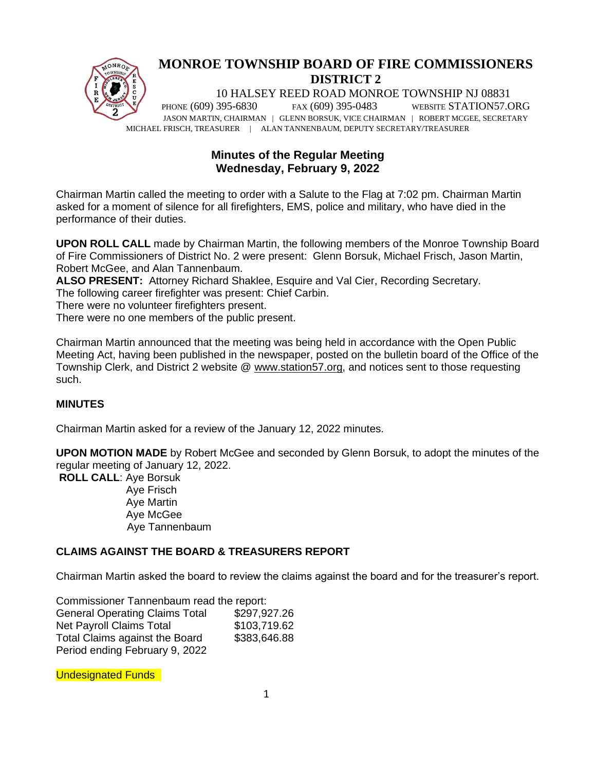# MONROE TOWNSHIP BOARD OF FIRE COMMISSIONERS
## DISTRICT 2

10 HALSEY REED ROAD MONROE TOWNSHIP NJ 08831
PHONE (609) 395-6830 FAX (609) 395-0483 WEBSITE STATION57.ORG
JASON MARTIN, CHAIRMAN | GLENN BORSUK, VICE CHAIRMAN | ROBERT MCGEE, SECRETARY
MICHAEL FRISCH, TREASURER | ALAN TANNENBAUM, DEPUTY SECRETARY/TREASURER

## Minutes of the Regular Meeting
## Wednesday, February 9, 2022

Chairman Martin called the meeting to order with a Salute to the Flag at 7:02 pm. Chairman Martin asked for a moment of silence for all firefighters, EMS, police and military, who have died in the performance of their duties.

**UPON ROLL CALL** made by Chairman Martin, the following members of the Monroe Township Board of Fire Commissioners of District No. 2 were present: Glenn Borsuk, Michael Frisch, Jason Martin, Robert McGee, and Alan Tannenbaum.
**ALSO PRESENT:** Attorney Richard Shaklee, Esquire and Val Cier, Recording Secretary.
The following career firefighter was present: Chief Carbin.
There were no volunteer firefighters present.
There were no one members of the public present.

Chairman Martin announced that the meeting was being held in accordance with the Open Public Meeting Act, having been published in the newspaper, posted on the bulletin board of the Office of the Township Clerk, and District 2 website @ www.station57.org, and notices sent to those requesting such.

### MINUTES

Chairman Martin asked for a review of the January 12, 2022 minutes.

**UPON MOTION MADE** by Robert McGee and seconded by Glenn Borsuk, to adopt the minutes of the regular meeting of January 12, 2022.
**ROLL CALL**: Aye Borsuk
Aye Frisch
Aye Martin
Aye McGee
Aye Tannenbaum

### CLAIMS AGAINST THE BOARD & TREASURERS REPORT

Chairman Martin asked the board to review the claims against the board and for the treasurer's report.

Commissioner Tannenbaum read the report:

| | |
|---|---|
| General Operating Claims Total | $297,927.26 |
| Net Payroll Claims Total | $103,719.62 |
| Total Claims against the Board | $383,646.88 |
| Period ending February 9, 2022 | |

Undesignated Funds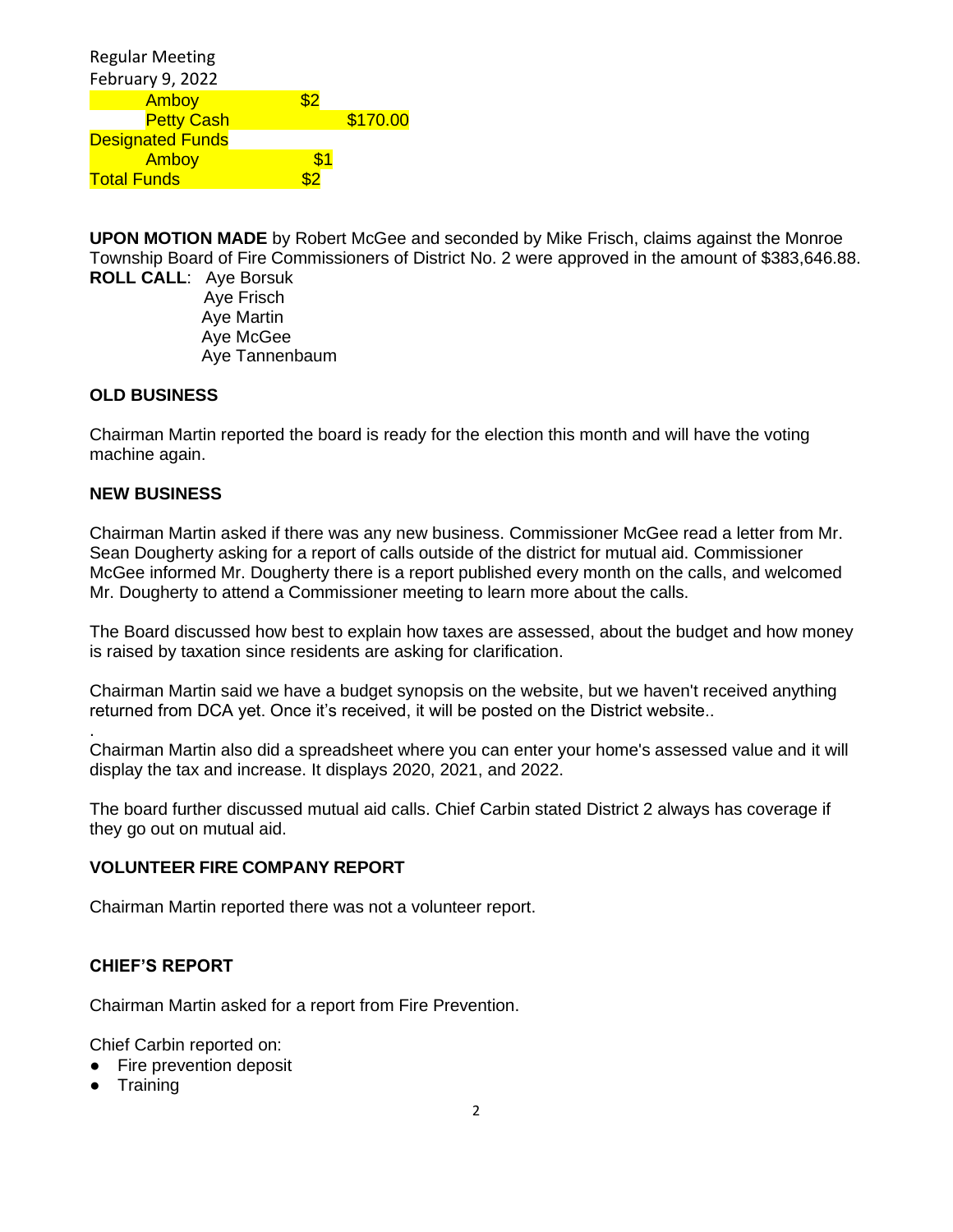Regular Meeting
February 9, 2022

| | | |
|---|---|---|
| Amboy | $2 | |
| Petty Cash | | $170.00 |
| Designated Funds | | |
| Amboy | $1 | |
| Total Funds | $2 | |

**UPON MOTION MADE** by Robert McGee and seconded by Mike Frisch, claims against the Monroe Township Board of Fire Commissioners of District No. 2 were approved in the amount of $383,646.88.

**ROLL CALL**: Aye Borsuk
Aye Frisch
Aye Martin
Aye McGee
Aye Tannenbaum

**OLD BUSINESS**

Chairman Martin reported the board is ready for the election this month and will have the voting machine again.

**NEW BUSINESS**

Chairman Martin asked if there was any new business. Commissioner McGee read a letter from Mr. Sean Dougherty asking for a report of calls outside of the district for mutual aid. Commissioner McGee informed Mr. Dougherty there is a report published every month on the calls, and welcomed Mr. Dougherty to attend a Commissioner meeting to learn more about the calls.

The Board discussed how best to explain how taxes are assessed, about the budget and how money is raised by taxation since residents are asking for clarification.

Chairman Martin said we have a budget synopsis on the website, but we haven't received anything returned from DCA yet. Once it's received, it will be posted on the District website..

.

Chairman Martin also did a spreadsheet where you can enter your home's assessed value and it will display the tax and increase. It displays 2020, 2021, and 2022.

The board further discussed mutual aid calls. Chief Carbin stated District 2 always has coverage if they go out on mutual aid.

**VOLUNTEER FIRE COMPANY REPORT**

Chairman Martin reported there was not a volunteer report.

**CHIEF'S REPORT**

Chairman Martin asked for a report from Fire Prevention.

Chief Carbin reported on:

- Fire prevention deposit
- Training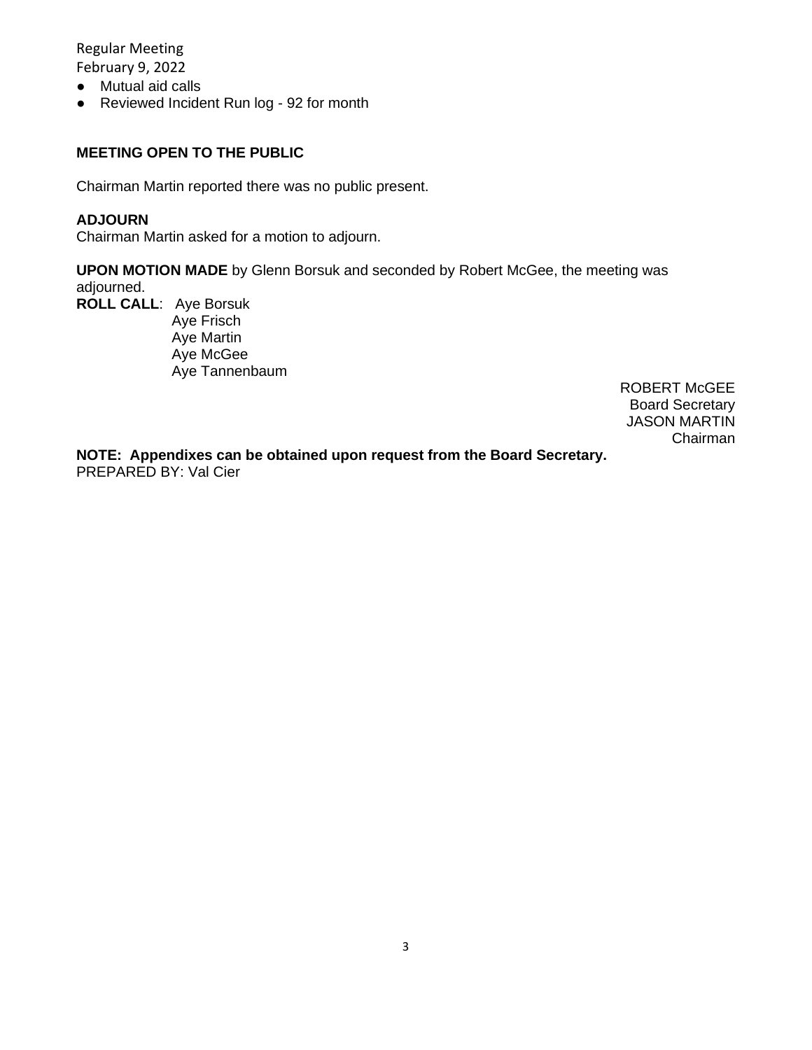- Mutual aid calls
- Reviewed Incident Run log - 92 for month

**MEETING OPEN TO THE PUBLIC**

Chairman Martin reported there was no public present.

**ADJOURN**

Chairman Martin asked for a motion to adjourn.

**UPON MOTION MADE** by Glenn Borsuk and seconded by Robert McGee, the meeting was adjourned.

**ROLL CALL**: Aye Borsuk
Aye Frisch
Aye Martin
Aye McGee
Aye Tannenbaum

ROBERT McGEE
Board Secretary
JASON MARTIN
Chairman

**NOTE: Appendixes can be obtained upon request from the Board Secretary.**

PREPARED BY: Val Cier